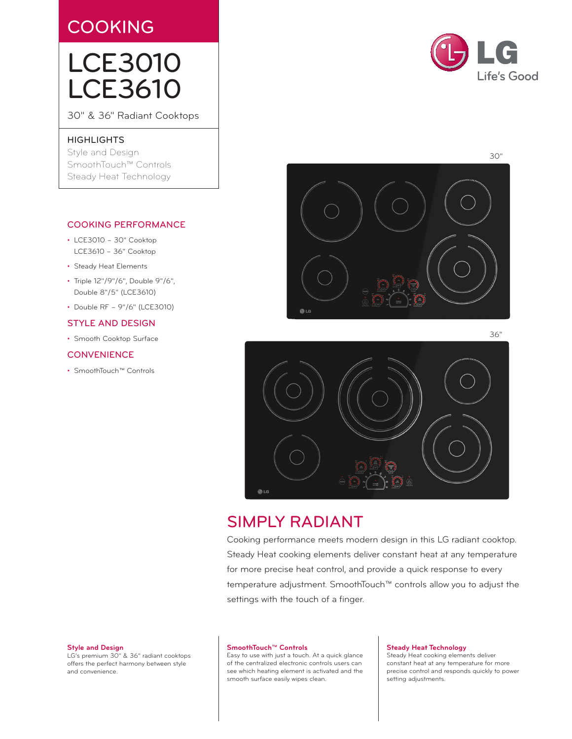# COOKING

# LCE3010
# LCE3610

30" & 36" Radiant Cooktops

## HIGHLIGHTS

Style and Design
SmoothTouch™ Controls
Steady Heat Technology

## COOKING PERFORMANCE

- LCE3010 – 30" Cooktop
  LCE3610 – 36" Cooktop
- Steady Heat Elements
- Triple 12"/9"/6", Double 9"/6", Double 8"/5" (LCE3610)
- Double RF – 9"/6" (LCE3010)

## STYLE AND DESIGN

- Smooth Cooktop Surface

## CONVENIENCE

- SmoothTouch™ Controls

30"

36"

## SIMPLY RADIANT

Cooking performance meets modern design in this LG radiant cooktop. Steady Heat cooking elements deliver constant heat at any temperature for more precise heat control, and provide a quick response to every temperature adjustment. SmoothTouch™ controls allow you to adjust the settings with the touch of a finger.

**Style and Design**
LG's premium 30" & 36" radiant cooktops offers the perfect harmony between style and convenience.

**SmoothTouch™ Controls**
Easy to use with just a touch. At a quick glance of the centralized electronic controls users can see which heating element is activated and the smooth surface easily wipes clean.

**Steady Heat Technology**
Steady Heat cooking elements deliver constant heat at any temperature for more precise control and responds quickly to power setting adjustments.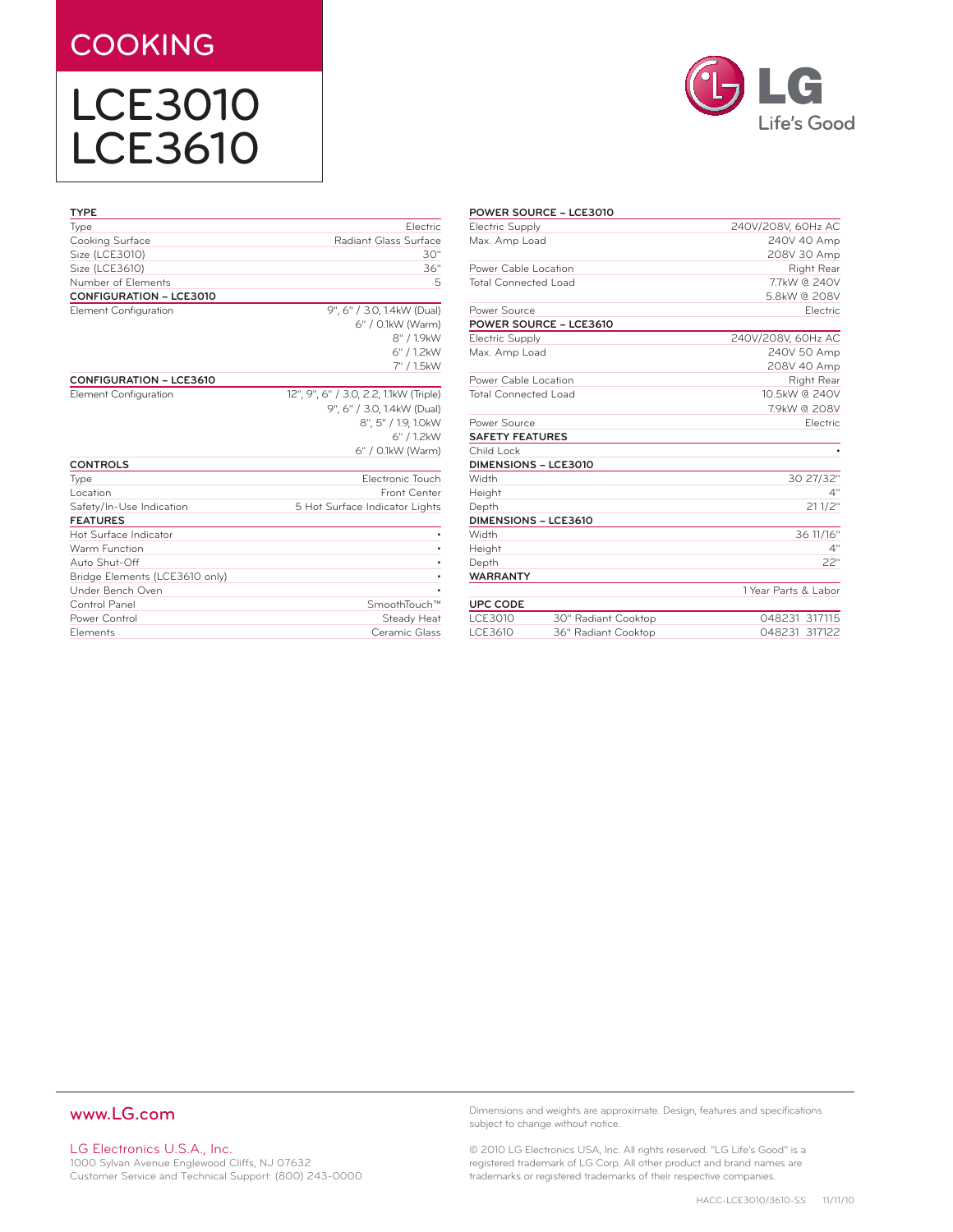# COOKING

# LCE3010
# LCE3610

LG Life's Good

## TYPE

| | |
|---|---|
| Type | Electric |
| Cooking Surface | Radiant Glass Surface |
| Size (LCE3010) | 30" |
| Size (LCE3610) | 36" |
| Number of Elements | 5 |

## CONFIGURATION – LCE3010

| | |
|---|---|
| Element Configuration | 9", 6" / 3.0, 1.4kW (Dual) |
| | 6" / 0.1kW (Warm) |
| | 8" / 1.9kW |
| | 6" / 1.2kW |
| | 7" / 1.5kW |

## CONFIGURATION – LCE3610

| | |
|---|---|
| Element Configuration | 12", 9", 6" / 3.0, 2.2, 1.1kW (Triple) |
| | 9", 6" / 3.0, 1.4kW (Dual) |
| | 8", 5" / 1.9, 1.0kW |
| | 6" / 1.2kW |
| | 6" / 0.1kW (Warm) |

## CONTROLS

| | |
|---|---|
| Type | Electronic Touch |
| Location | Front Center |
| Safety/In-Use Indication | 5 Hot Surface Indicator Lights |

## FEATURES

| | |
|---|---|
| Hot Surface Indicator | • |
| Warm Function | • |
| Auto Shut-Off | • |
| Bridge Elements (LCE3610 only) | • |
| Under Bench Oven | • |
| Control Panel | SmoothTouch™ |
| Power Control | Steady Heat |
| Elements | Ceramic Glass |

## POWER SOURCE – LCE3010

| | |
|---|---|
| Electric Supply | 240V/208V, 60Hz AC |
| Max. Amp Load | 240V 40 Amp |
| | 208V 30 Amp |
| Power Cable Location | Right Rear |
| Total Connected Load | 7.7kW @ 240V |
| | 5.8kW @ 208V |
| Power Source | Electric |

## POWER SOURCE – LCE3610

| | |
|---|---|
| Electric Supply | 240V/208V, 60Hz AC |
| Max. Amp Load | 240V 50 Amp |
| | 208V 40 Amp |
| Power Cable Location | Right Rear |
| Total Connected Load | 10.5kW @ 240V |
| | 7.9kW @ 208V |
| Power Source | Electric |

## SAFETY FEATURES

| | |
|---|---|
| Child Lock | • |

## DIMENSIONS – LCE3010

| | |
|---|---|
| Width | 30 27/32" |
| Height | 4" |
| Depth | 21 1/2" |

## DIMENSIONS – LCE3610

| | |
|---|---|
| Width | 36 11/16" |
| Height | 4" |
| Depth | 22" |

## WARRANTY

1 Year Parts & Labor

## UPC CODE

| | | |
|---|---|---|
| LCE3010 | 30" Radiant Cooktop | 048231 317115 |
| LCE3610 | 36" Radiant Cooktop | 048231 317122 |

www.LG.com

LG Electronics U.S.A., Inc.
1000 Sylvan Avenue Englewood Cliffs, NJ 07632
Customer Service and Technical Support: (800) 243-0000

Dimensions and weights are approximate. Design, features and specifications subject to change without notice.

© 2010 LG Electronics USA, Inc. All rights reserved. "LG Life's Good" is a registered trademark of LG Corp. All other product and brand names are trademarks or registered trademarks of their respective companies.

HACC-LCE3010/3610-SS 11/11/10